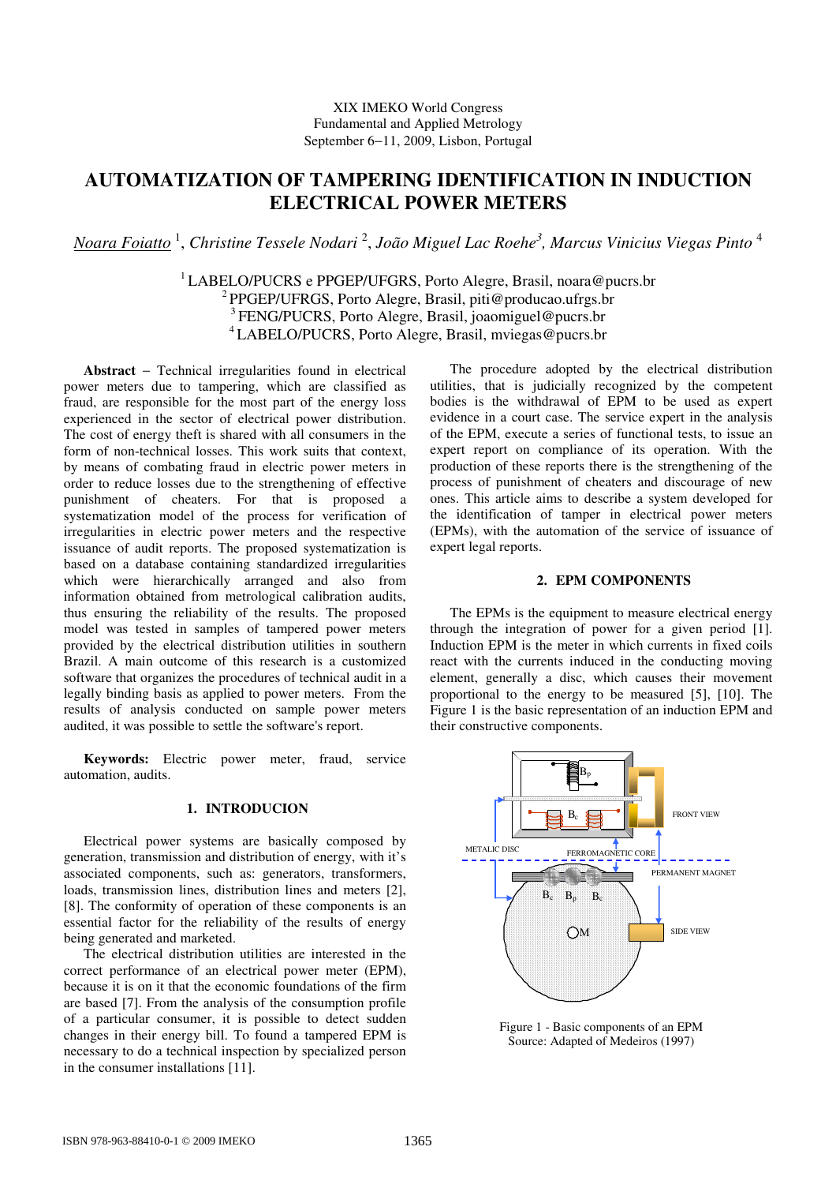XIX IMEKO World Congress
Fundamental and Applied Metrology
September 6−11, 2009, Lisbon, Portugal

# AUTOMATIZATION OF TAMPERING IDENTIFICATION IN INDUCTION ELECTRICAL POWER METERS

*Noara Foiatto* [1], *Christine Tessele Nodari* [2], *João Miguel Lac Roehe* [3], *Marcus Vinicius Viegas Pinto* [4]

[1] LABELO/PUCRS e PPGEP/UFGRS, Porto Alegre, Brasil, noara@pucrs.br
[2] PPGEP/UFRGS, Porto Alegre, Brasil, piti@producao.ufrgs.br
[3] FENG/PUCRS, Porto Alegre, Brasil, joaomiguel@pucrs.br
[4] LABELO/PUCRS, Porto Alegre, Brasil, mviegas@pucrs.br

**Abstract** − Technical irregularities found in electrical power meters due to tampering, which are classified as fraud, are responsible for the most part of the energy loss experienced in the sector of electrical power distribution. The cost of energy theft is shared with all consumers in the form of non-technical losses. This work suits that context, by means of combating fraud in electric power meters in order to reduce losses due to the strengthening of effective punishment of cheaters. For that is proposed a systematization model of the process for verification of irregularities in electric power meters and the respective issuance of audit reports. The proposed systematization is based on a database containing standardized irregularities which were hierarchically arranged and also from information obtained from metrological calibration audits, thus ensuring the reliability of the results. The proposed model was tested in samples of tampered power meters provided by the electrical distribution utilities in southern Brazil. A main outcome of this research is a customized software that organizes the procedures of technical audit in a legally binding basis as applied to power meters. From the results of analysis conducted on sample power meters audited, it was possible to settle the software's report.

**Keywords:** Electric power meter, fraud, service automation, audits.

## 1. INTRODUCION

Electrical power systems are basically composed by generation, transmission and distribution of energy, with it's associated components, such as: generators, transformers, loads, transmission lines, distribution lines and meters [2], [8]. The conformity of operation of these components is an essential factor for the reliability of the results of energy being generated and marketed.

The electrical distribution utilities are interested in the correct performance of an electrical power meter (EPM), because it is on it that the economic foundations of the firm are based [7]. From the analysis of the consumption profile of a particular consumer, it is possible to detect sudden changes in their energy bill. To found a tampered EPM is necessary to do a technical inspection by specialized person in the consumer installations [11].

The procedure adopted by the electrical distribution utilities, that is judicially recognized by the competent bodies is the withdrawal of EPM to be used as expert evidence in a court case. The service expert in the analysis of the EPM, execute a series of functional tests, to issue an expert report on compliance of its operation. With the production of these reports there is the strengthening of the process of punishment of cheaters and discourage of new ones. This article aims to describe a system developed for the identification of tamper in electrical power meters (EPMs), with the automation of the service of issuance of expert legal reports.

## 2. EPM COMPONENTS

The EPMs is the equipment to measure electrical energy through the integration of power for a given period [1]. Induction EPM is the meter in which currents in fixed coils react with the currents induced in the conducting moving element, generally a disc, which causes their movement proportional to the energy to be measured [5], [10]. The Figure 1 is the basic representation of an induction EPM and their constructive components.

Figure 1 - Basic components of an EPM
Source: Adapted of Medeiros (1997)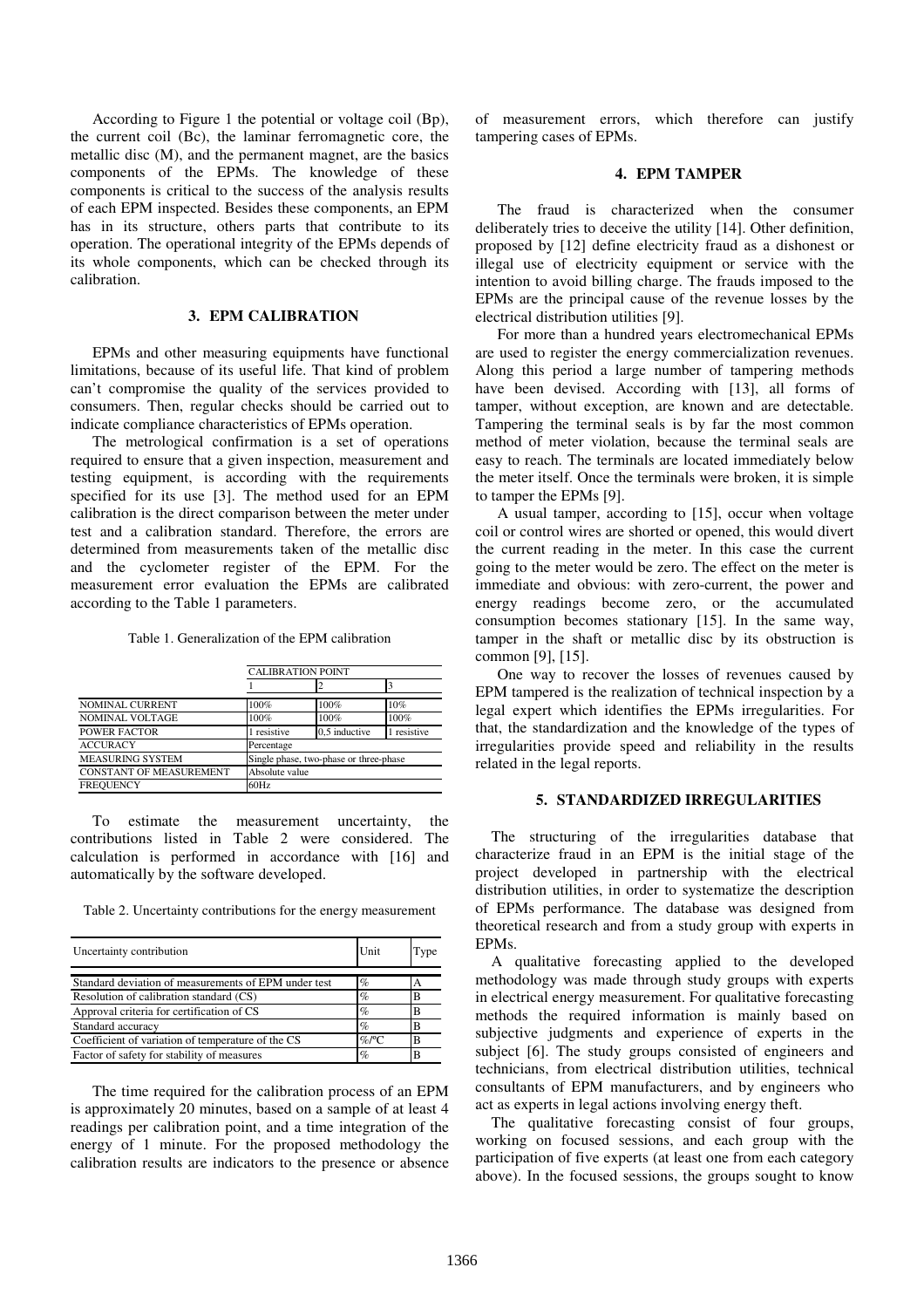According to Figure 1 the potential or voltage coil (Bp), the current coil (Bc), the laminar ferromagnetic core, the metallic disc (M), and the permanent magnet, are the basics components of the EPMs. The knowledge of these components is critical to the success of the analysis results of each EPM inspected. Besides these components, an EPM has in its structure, others parts that contribute to its operation. The operational integrity of the EPMs depends of its whole components, which can be checked through its calibration.

## 3. EPM CALIBRATION

EPMs and other measuring equipments have functional limitations, because of its useful life. That kind of problem can't compromise the quality of the services provided to consumers. Then, regular checks should be carried out to indicate compliance characteristics of EPMs operation.

The metrological confirmation is a set of operations required to ensure that a given inspection, measurement and testing equipment, is according with the requirements specified for its use [3]. The method used for an EPM calibration is the direct comparison between the meter under test and a calibration standard. Therefore, the errors are determined from measurements taken of the metallic disc and the cyclometer register of the EPM. For the measurement error evaluation the EPMs are calibrated according to the Table 1 parameters.

Table 1. Generalization of the EPM calibration

| | CALIBRATION POINT | | |
|---|---|---|---|
| | 1 | 2 | 3 |
| NOMINAL CURRENT | 100% | 100% | 10% |
| NOMINAL VOLTAGE | 100% | 100% | 100% |
| POWER FACTOR | 1 resistive | 0,5 inductive | 1 resistive |
| ACCURACY | Percentage | | |
| MEASURING SYSTEM | Single phase, two-phase or three-phase | | |
| CONSTANT OF MEASUREMENT | Absolute value | | |
| FREQUENCY | 60Hz | | |

To estimate the measurement uncertainty, the contributions listed in Table 2 were considered. The calculation is performed in accordance with [16] and automatically by the software developed.

Table 2. Uncertainty contributions for the energy measurement

| Uncertainty contribution | Unit | Type |
|---|---|---|
| Standard deviation of measurements of EPM under test | % | A |
| Resolution of calibration standard (CS) | % | B |
| Approval criteria for certification of CS | % | B |
| Standard accuracy | % | B |
| Coefficient of variation of temperature of the CS | %/ºC | B |
| Factor of safety for stability of measures | % | B |

The time required for the calibration process of an EPM is approximately 20 minutes, based on a sample of at least 4 readings per calibration point, and a time integration of the energy of 1 minute. For the proposed methodology the calibration results are indicators to the presence or absence of measurement errors, which therefore can justify tampering cases of EPMs.

## 4. EPM TAMPER

The fraud is characterized when the consumer deliberately tries to deceive the utility [14]. Other definition, proposed by [12] define electricity fraud as a dishonest or illegal use of electricity equipment or service with the intention to avoid billing charge. The frauds imposed to the EPMs are the principal cause of the revenue losses by the electrical distribution utilities [9].

For more than a hundred years electromechanical EPMs are used to register the energy commercialization revenues. Along this period a large number of tampering methods have been devised. According with [13], all forms of tamper, without exception, are known and are detectable. Tampering the terminal seals is by far the most common method of meter violation, because the terminal seals are easy to reach. The terminals are located immediately below the meter itself. Once the terminals were broken, it is simple to tamper the EPMs [9].

A usual tamper, according to [15], occur when voltage coil or control wires are shorted or opened, this would divert the current reading in the meter. In this case the current going to the meter would be zero. The effect on the meter is immediate and obvious: with zero-current, the power and energy readings become zero, or the accumulated consumption becomes stationary [15]. In the same way, tamper in the shaft or metallic disc by its obstruction is common [9], [15].

One way to recover the losses of revenues caused by EPM tampered is the realization of technical inspection by a legal expert which identifies the EPMs irregularities. For that, the standardization and the knowledge of the types of irregularities provide speed and reliability in the results related in the legal reports.

## 5. STANDARDIZED IRREGULARITIES

The structuring of the irregularities database that characterize fraud in an EPM is the initial stage of the project developed in partnership with the electrical distribution utilities, in order to systematize the description of EPMs performance. The database was designed from theoretical research and from a study group with experts in EPMs.

A qualitative forecasting applied to the developed methodology was made through study groups with experts in electrical energy measurement. For qualitative forecasting methods the required information is mainly based on subjective judgments and experience of experts in the subject [6]. The study groups consisted of engineers and technicians, from electrical distribution utilities, technical consultants of EPM manufacturers, and by engineers who act as experts in legal actions involving energy theft.

The qualitative forecasting consist of four groups, working on focused sessions, and each group with the participation of five experts (at least one from each category above). In the focused sessions, the groups sought to know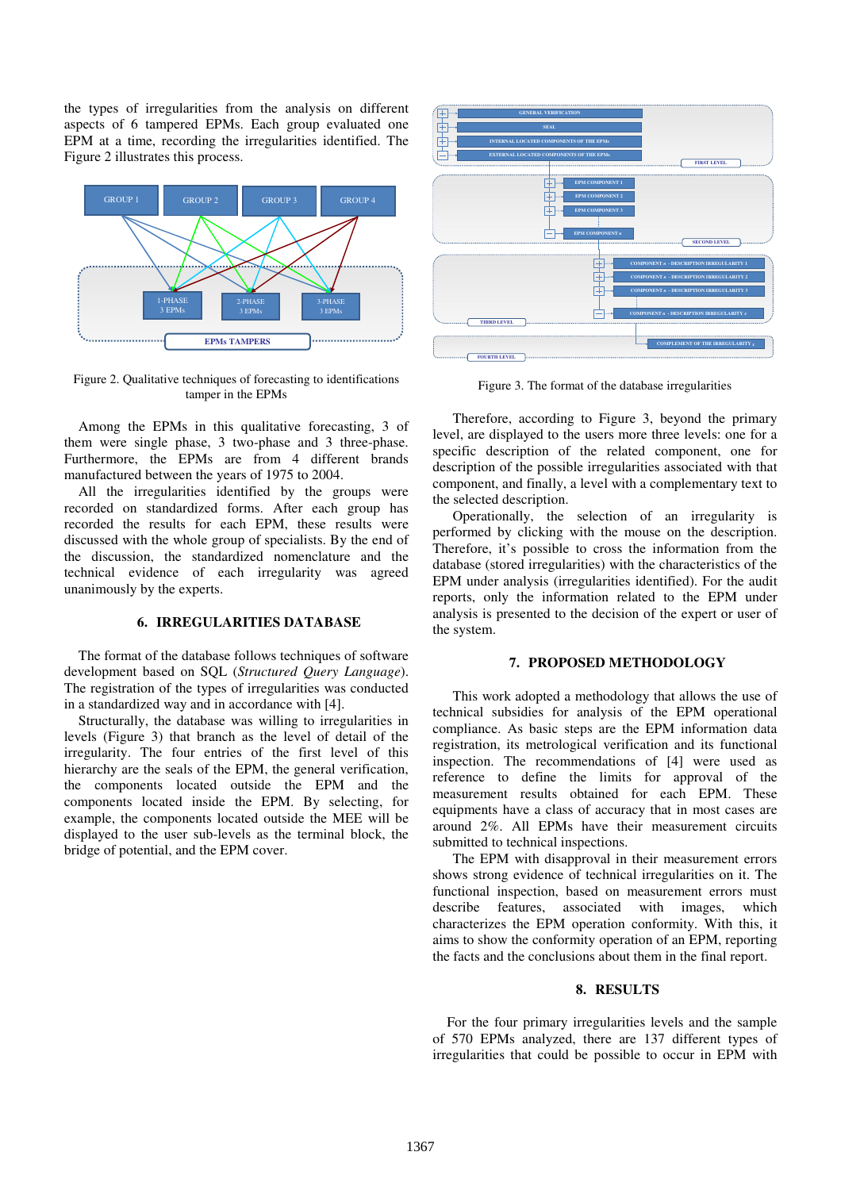the types of irregularities from the analysis on different aspects of 6 tampered EPMs. Each group evaluated one EPM at a time, recording the irregularities identified. The Figure 2 illustrates this process.

Figure 2. Qualitative techniques of forecasting to identifications tamper in the EPMs

Among the EPMs in this qualitative forecasting, 3 of them were single phase, 3 two-phase and 3 three-phase. Furthermore, the EPMs are from 4 different brands manufactured between the years of 1975 to 2004.

All the irregularities identified by the groups were recorded on standardized forms. After each group has recorded the results for each EPM, these results were discussed with the whole group of specialists. By the end of the discussion, the standardized nomenclature and the technical evidence of each irregularity was agreed unanimously by the experts.

## 6. IRREGULARITIES DATABASE

The format of the database follows techniques of software development based on SQL (*Structured Query Language*). The registration of the types of irregularities was conducted in a standardized way and in accordance with [4].

Structurally, the database was willing to irregularities in levels (Figure 3) that branch as the level of detail of the irregularity. The four entries of the first level of this hierarchy are the seals of the EPM, the general verification, the components located outside the EPM and the components located inside the EPM. By selecting, for example, the components located outside the MEE will be displayed to the user sub-levels as the terminal block, the bridge of potential, and the EPM cover.

Figure 3. The format of the database irregularities

Therefore, according to Figure 3, beyond the primary level, are displayed to the users more three levels: one for a specific description of the related component, one for description of the possible irregularities associated with that component, and finally, a level with a complementary text to the selected description.

Operationally, the selection of an irregularity is performed by clicking with the mouse on the description. Therefore, it's possible to cross the information from the database (stored irregularities) with the characteristics of the EPM under analysis (irregularities identified). For the audit reports, only the information related to the EPM under analysis is presented to the decision of the expert or user of the system.

## 7. PROPOSED METHODOLOGY

This work adopted a methodology that allows the use of technical subsidies for analysis of the EPM operational compliance. As basic steps are the EPM information data registration, its metrological verification and its functional inspection. The recommendations of [4] were used as reference to define the limits for approval of the measurement results obtained for each EPM. These equipments have a class of accuracy that in most cases are around 2%. All EPMs have their measurement circuits submitted to technical inspections.

The EPM with disapproval in their measurement errors shows strong evidence of technical irregularities on it. The functional inspection, based on measurement errors must describe features, associated with images, which characterizes the EPM operation conformity. With this, it aims to show the conformity operation of an EPM, reporting the facts and the conclusions about them in the final report.

## 8. RESULTS

For the four primary irregularities levels and the sample of 570 EPMs analyzed, there are 137 different types of irregularities that could be possible to occur in EPM with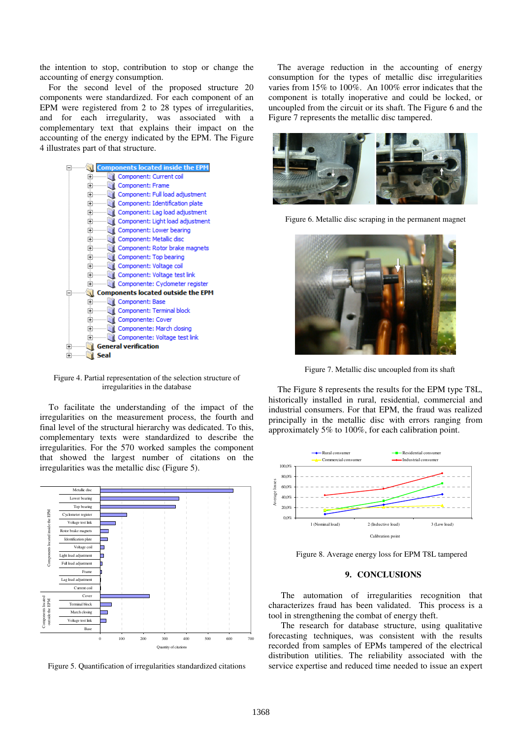the intention to stop, contribution to stop or change the accounting of energy consumption.

For the second level of the proposed structure 20 components were standardized. For each component of an EPM were registered from 2 to 28 types of irregularities, and for each irregularity, was associated with a complementary text that explains their impact on the accounting of the energy indicated by the EPM. The Figure 4 illustrates part of that structure.

Figure 4. Partial representation of the selection structure of irregularities in the database

To facilitate the understanding of the impact of the irregularities on the measurement process, the fourth and final level of the structural hierarchy was dedicated. To this, complementary texts were standardized to describe the irregularities. For the 570 worked samples the component that showed the largest number of citations on the irregularities was the metallic disc (Figure 5).

Figure 5. Quantification of irregularities standardized citations

The average reduction in the accounting of energy consumption for the types of metallic disc irregularities varies from 15% to 100%. An 100% error indicates that the component is totally inoperative and could be locked, or uncoupled from the circuit or its shaft. The Figure 6 and the Figure 7 represents the metallic disc tampered.

Figure 6. Metallic disc scraping in the permanent magnet

Figure 7. Metallic disc uncoupled from its shaft

The Figure 8 represents the results for the EPM type T8L, historically installed in rural, residential, commercial and industrial consumers. For that EPM, the fraud was realized principally in the metallic disc with errors ranging from approximately 5% to 100%, for each calibration point.

Figure 8. Average energy loss for EPM T8L tampered

## 9. CONCLUSIONS

The automation of irregularities recognition that characterizes fraud has been validated. This process is a tool in strengthening the combat of energy theft.

The research for database structure, using qualitative forecasting techniques, was consistent with the results recorded from samples of EPMs tampered of the electrical distribution utilities. The reliability associated with the service expertise and reduced time needed to issue an expert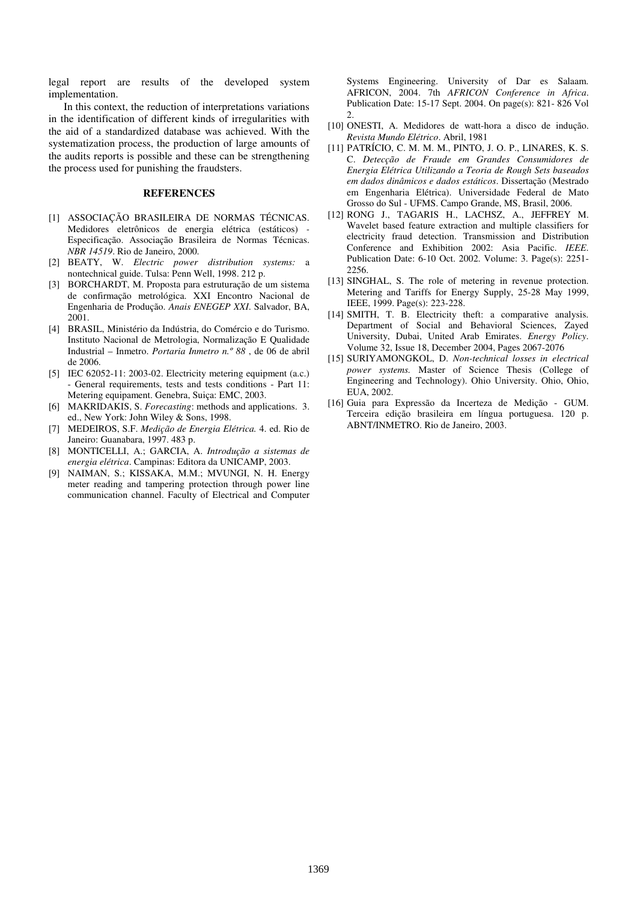legal report are results of the developed system implementation.

In this context, the reduction of interpretations variations in the identification of different kinds of irregularities with the aid of a standardized database was achieved. With the systematization process, the production of large amounts of the audits reports is possible and these can be strengthening the process used for punishing the fraudsters.

## REFERENCES

[1] ASSOCIAÇÃO BRASILEIRA DE NORMAS TÉCNICAS. Medidores eletrônicos de energia elétrica (estáticos) - Especificação. Associação Brasileira de Normas Técnicas. *NBR 14519*. Rio de Janeiro, 2000.

[2] BEATY, W. *Electric power distribution systems:* a nontechnical guide. Tulsa: Penn Well, 1998. 212 p.

[3] BORCHARDT, M. Proposta para estruturação de um sistema de confirmação metrológica. XXI Encontro Nacional de Engenharia de Produção. *Anais ENEGEP XXI*. Salvador, BA, 2001.

[4] BRASIL, Ministério da Indústria, do Comércio e do Turismo. Instituto Nacional de Metrologia, Normalização E Qualidade Industrial – Inmetro. *Portaria Inmetro n.º 88* , de 06 de abril de 2006.

[5] IEC 62052-11: 2003-02. Electricity metering equipment (a.c.) - General requirements, tests and tests conditions - Part 11: Metering equipament. Genebra, Suiça: EMC, 2003.

[6] MAKRIDAKIS, S. *Forecasting*: methods and applications. 3. ed., New York: John Wiley & Sons, 1998.

[7] MEDEIROS, S.F. *Medição de Energia Elétrica.* 4. ed. Rio de Janeiro: Guanabara, 1997. 483 p.

[8] MONTICELLI, A.; GARCIA, A. *Introdução a sistemas de energia elétrica*. Campinas: Editora da UNICAMP, 2003.

[9] NAIMAN, S.; KISSAKA, M.M.; MVUNGI, N. H. Energy meter reading and tampering protection through power line communication channel. Faculty of Electrical and Computer Systems Engineering. University of Dar es Salaam. AFRICON, 2004. 7th *AFRICON Conference in Africa*. Publication Date: 15-17 Sept. 2004. On page(s): 821- 826 Vol 2.

[10] ONESTI, A. Medidores de watt-hora a disco de indução. *Revista Mundo Elétrico*. Abril, 1981

[11] PATRÍCIO, C. M. M. M., PINTO, J. O. P., LINARES, K. S. C. *Detecção de Fraude em Grandes Consumidores de Energia Elétrica Utilizando a Teoria de Rough Sets baseados em dados dinâmicos e dados estáticos*. Dissertação (Mestrado em Engenharia Elétrica). Universidade Federal de Mato Grosso do Sul - UFMS. Campo Grande, MS, Brasil, 2006.

[12] RONG J., TAGARIS H., LACHSZ, A., JEFFREY M. Wavelet based feature extraction and multiple classifiers for electricity fraud detection. Transmission and Distribution Conference and Exhibition 2002: Asia Pacific. *IEEE*. Publication Date: 6-10 Oct. 2002. Volume: 3. Page(s): 2251-2256.

[13] SINGHAL, S. The role of metering in revenue protection. Metering and Tariffs for Energy Supply, 25-28 May 1999, IEEE, 1999. Page(s): 223-228.

[14] SMITH, T. B. Electricity theft: a comparative analysis. Department of Social and Behavioral Sciences, Zayed University, Dubai, United Arab Emirates. *Energy Policy*. Volume 32, Issue 18, December 2004, Pages 2067-2076

[15] SURIYAMONGKOL, D. *Non-technical losses in electrical power systems.* Master of Science Thesis (College of Engineering and Technology). Ohio University. Ohio, Ohio, EUA, 2002.

[16] Guia para Expressão da Incerteza de Medição - GUM. Terceira edição brasileira em língua portuguesa. 120 p. ABNT/INMETRO. Rio de Janeiro, 2003.